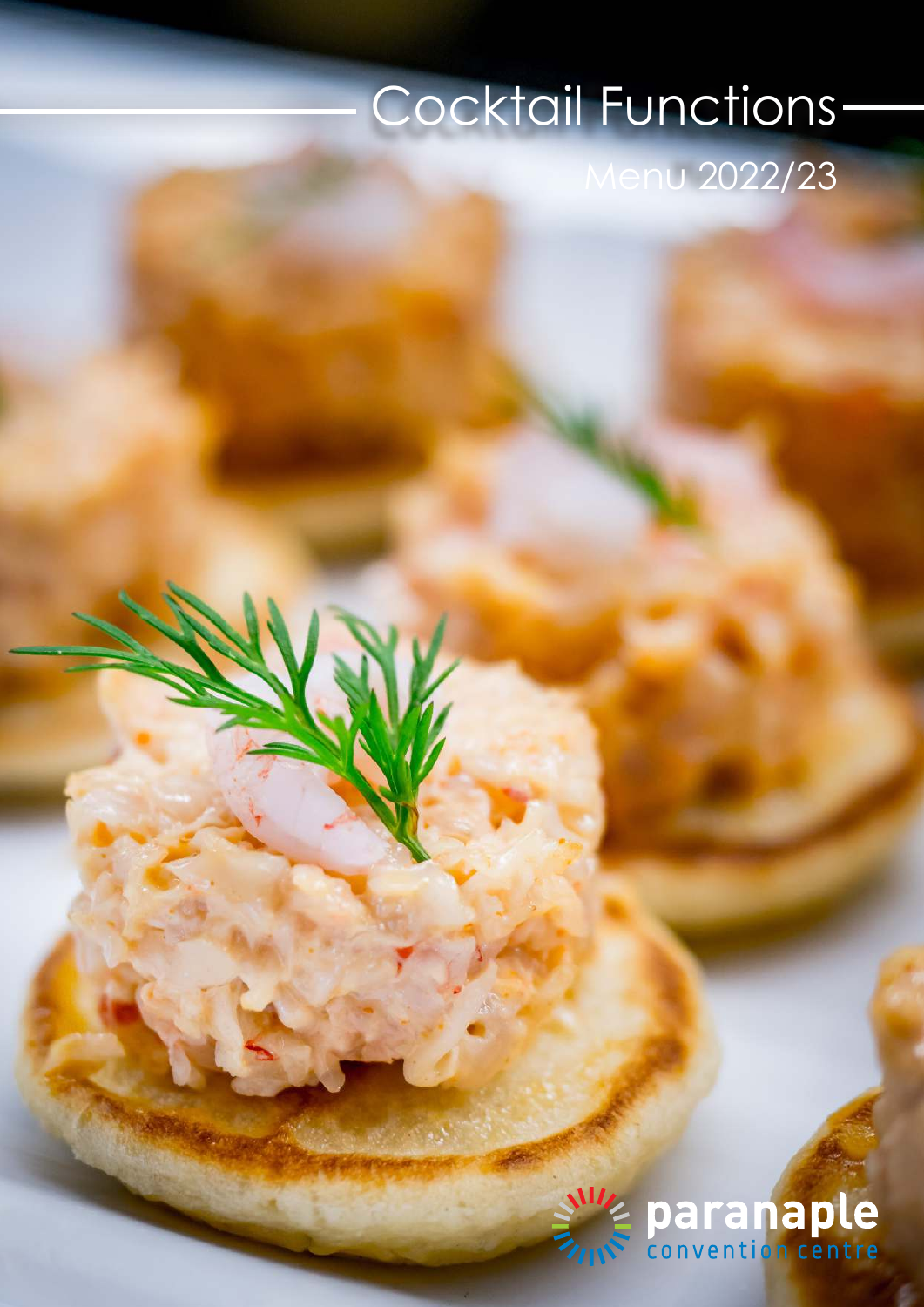# Cocktail Functions

Menu 2022/23

paranaple

convention centre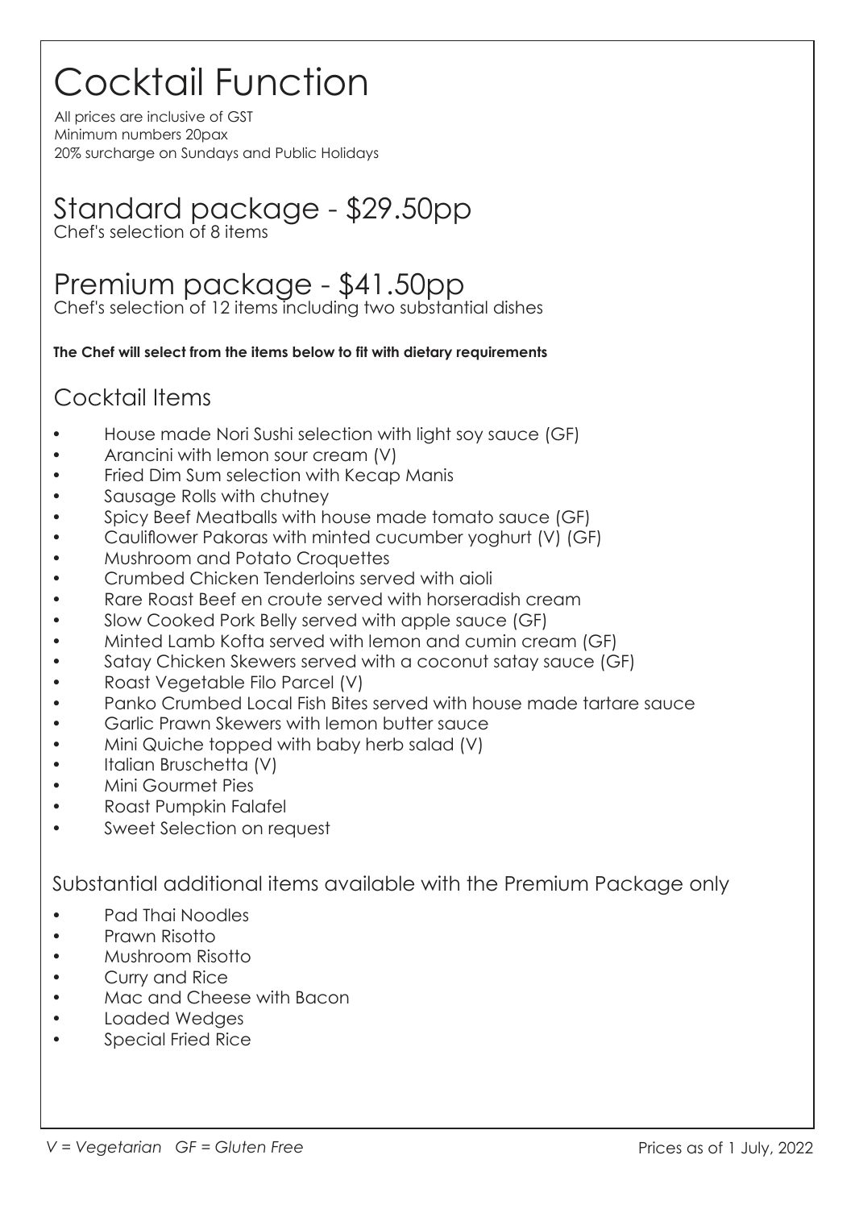# Cocktail Function

All prices are inclusive of GST
Minimum numbers 20pax
20% surcharge on Sundays and Public Holidays

## Standard package - $29.50pp

Chef's selection of 8 items

## Premium package - $41.50pp

Chef's selection of 12 items including two substantial dishes

**The Chef will select from the items below to fit with dietary requirements**

### Cocktail Items

- House made Nori Sushi selection with light soy sauce (GF)
- Arancini with lemon sour cream (V)
- Fried Dim Sum selection with Kecap Manis
- Sausage Rolls with chutney
- Spicy Beef Meatballs with house made tomato sauce (GF)
- Cauliflower Pakoras with minted cucumber yoghurt (V) (GF)
- Mushroom and Potato Croquettes
- Crumbed Chicken Tenderloins served with aioli
- Rare Roast Beef en croute served with horseradish cream
- Slow Cooked Pork Belly served with apple sauce (GF)
- Minted Lamb Kofta served with lemon and cumin cream (GF)
- Satay Chicken Skewers served with a coconut satay sauce (GF)
- Roast Vegetable Filo Parcel (V)
- Panko Crumbed Local Fish Bites served with house made tartare sauce
- Garlic Prawn Skewers with lemon butter sauce
- Mini Quiche topped with baby herb salad (V)
- Italian Bruschetta (V)
- Mini Gourmet Pies
- Roast Pumpkin Falafel
- Sweet Selection on request

### Substantial additional items available with the Premium Package only

- Pad Thai Noodles
- Prawn Risotto
- Mushroom Risotto
- Curry and Rice
- Mac and Cheese with Bacon
- Loaded Wedges
- Special Fried Rice

*V = Vegetarian GF = Gluten Free*

Prices as of 1 July, 2022